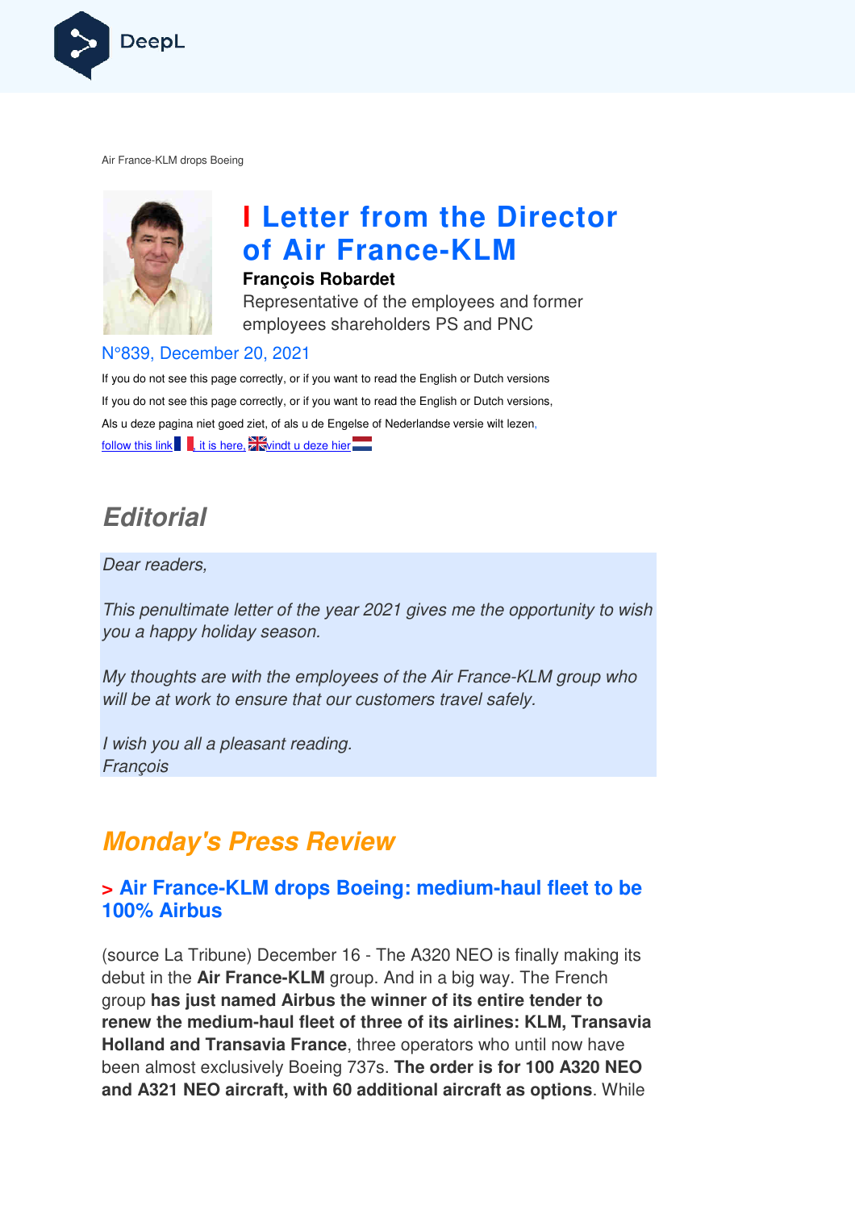Air France-KLM drops Boeing

# I Letter from the Director of Air France-KLM

**François Robardet**

Representative of the employees and former employees shareholders PS and PNC

N°839, December 20, 2021

If you do not see this page correctly, or if you want to read the English or Dutch versions

If you do not see this page correctly, or if you want to read the English or Dutch versions,

Als u deze pagina niet goed ziet, of als u de Engelse of Nederlandse versie wilt lezen,

follow this link , it is here, vindt u deze hier

## Editorial

*Dear readers,*

*This penultimate letter of the year 2021 gives me the opportunity to wish you a happy holiday season.*

*My thoughts are with the employees of the Air France-KLM group who will be at work to ensure that our customers travel safely.*

*I wish you all a pleasant reading.*
*François*

## Monday's Press Review

### > Air France-KLM drops Boeing: medium-haul fleet to be 100% Airbus

(source La Tribune) December 16 - The A320 NEO is finally making its debut in the **Air France-KLM** group. And in a big way. The French group **has just named Airbus the winner of its entire tender to renew the medium-haul fleet of three of its airlines: KLM, Transavia Holland and Transavia France**, three operators who until now have been almost exclusively Boeing 737s. **The order is for 100 A320 NEO and A321 NEO aircraft, with 60 additional aircraft as options**. While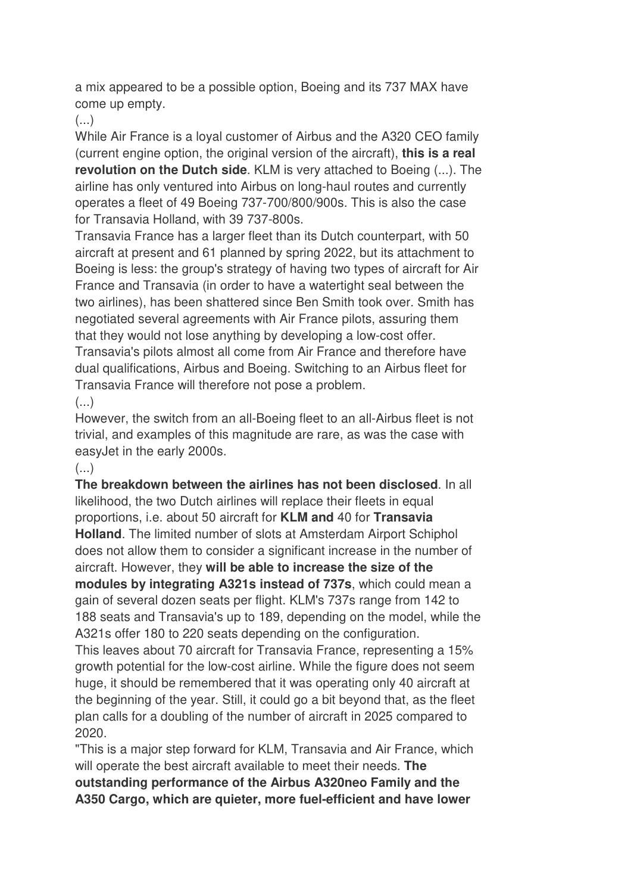a mix appeared to be a possible option, Boeing and its 737 MAX have come up empty.

(...)

While Air France is a loyal customer of Airbus and the A320 CEO family (current engine option, the original version of the aircraft), **this is a real revolution on the Dutch side**. KLM is very attached to Boeing (...). The airline has only ventured into Airbus on long-haul routes and currently operates a fleet of 49 Boeing 737-700/800/900s. This is also the case for Transavia Holland, with 39 737-800s.

Transavia France has a larger fleet than its Dutch counterpart, with 50 aircraft at present and 61 planned by spring 2022, but its attachment to Boeing is less: the group's strategy of having two types of aircraft for Air France and Transavia (in order to have a watertight seal between the two airlines), has been shattered since Ben Smith took over. Smith has negotiated several agreements with Air France pilots, assuring them that they would not lose anything by developing a low-cost offer. Transavia's pilots almost all come from Air France and therefore have dual qualifications, Airbus and Boeing. Switching to an Airbus fleet for Transavia France will therefore not pose a problem.

(...)

However, the switch from an all-Boeing fleet to an all-Airbus fleet is not trivial, and examples of this magnitude are rare, as was the case with easyJet in the early 2000s.

(...)

**The breakdown between the airlines has not been disclosed**. In all likelihood, the two Dutch airlines will replace their fleets in equal proportions, i.e. about 50 aircraft for **KLM and** 40 for **Transavia Holland**. The limited number of slots at Amsterdam Airport Schiphol does not allow them to consider a significant increase in the number of aircraft. However, they **will be able to increase the size of the modules by integrating A321s instead of 737s**, which could mean a gain of several dozen seats per flight. KLM's 737s range from 142 to 188 seats and Transavia's up to 189, depending on the model, while the A321s offer 180 to 220 seats depending on the configuration.

This leaves about 70 aircraft for Transavia France, representing a 15% growth potential for the low-cost airline. While the figure does not seem huge, it should be remembered that it was operating only 40 aircraft at the beginning of the year. Still, it could go a bit beyond that, as the fleet plan calls for a doubling of the number of aircraft in 2025 compared to 2020.

"This is a major step forward for KLM, Transavia and Air France, which will operate the best aircraft available to meet their needs. **The outstanding performance of the Airbus A320neo Family and the A350 Cargo, which are quieter, more fuel-efficient and have lower**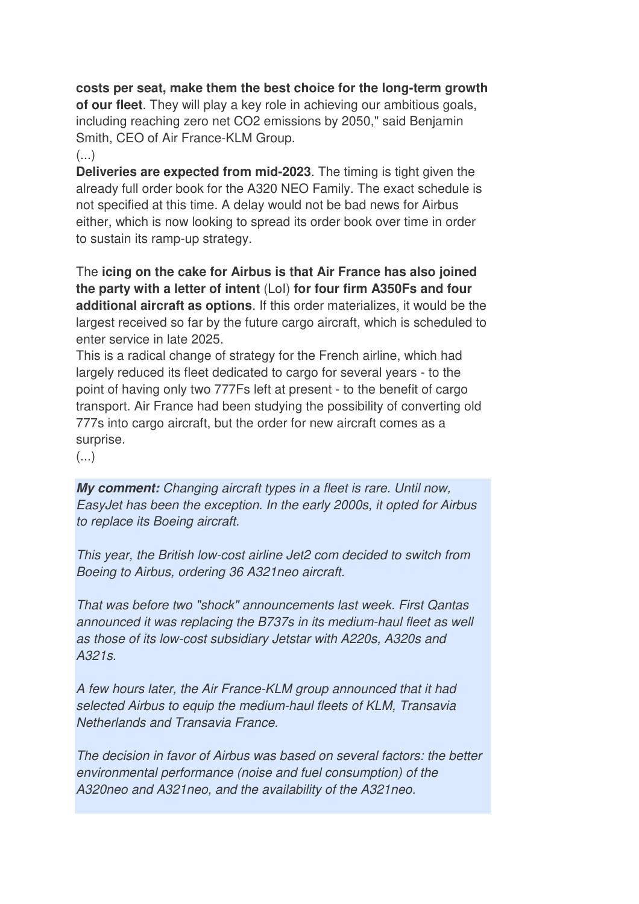**costs per seat, make them the best choice for the long-term growth of our fleet**. They will play a key role in achieving our ambitious goals, including reaching zero net CO2 emissions by 2050," said Benjamin Smith, CEO of Air France-KLM Group.

(...)

**Deliveries are expected from mid-2023**. The timing is tight given the already full order book for the A320 NEO Family. The exact schedule is not specified at this time. A delay would not be bad news for Airbus either, which is now looking to spread its order book over time in order to sustain its ramp-up strategy.

The **icing on the cake for Airbus is that Air France has also joined the party with a letter of intent** (LoI) **for four firm A350Fs and four additional aircraft as options**. If this order materializes, it would be the largest received so far by the future cargo aircraft, which is scheduled to enter service in late 2025.

This is a radical change of strategy for the French airline, which had largely reduced its fleet dedicated to cargo for several years - to the point of having only two 777Fs left at present - to the benefit of cargo transport. Air France had been studying the possibility of converting old 777s into cargo aircraft, but the order for new aircraft comes as a surprise.

(...)

***My comment:*** *Changing aircraft types in a fleet is rare. Until now, EasyJet has been the exception. In the early 2000s, it opted for Airbus to replace its Boeing aircraft.*

*This year, the British low-cost airline Jet2 com decided to switch from Boeing to Airbus, ordering 36 A321neo aircraft.*

*That was before two "shock" announcements last week. First Qantas announced it was replacing the B737s in its medium-haul fleet as well as those of its low-cost subsidiary Jetstar with A220s, A320s and A321s.*

*A few hours later, the Air France-KLM group announced that it had selected Airbus to equip the medium-haul fleets of KLM, Transavia Netherlands and Transavia France.*

*The decision in favor of Airbus was based on several factors: the better environmental performance (noise and fuel consumption) of the A320neo and A321neo, and the availability of the A321neo.*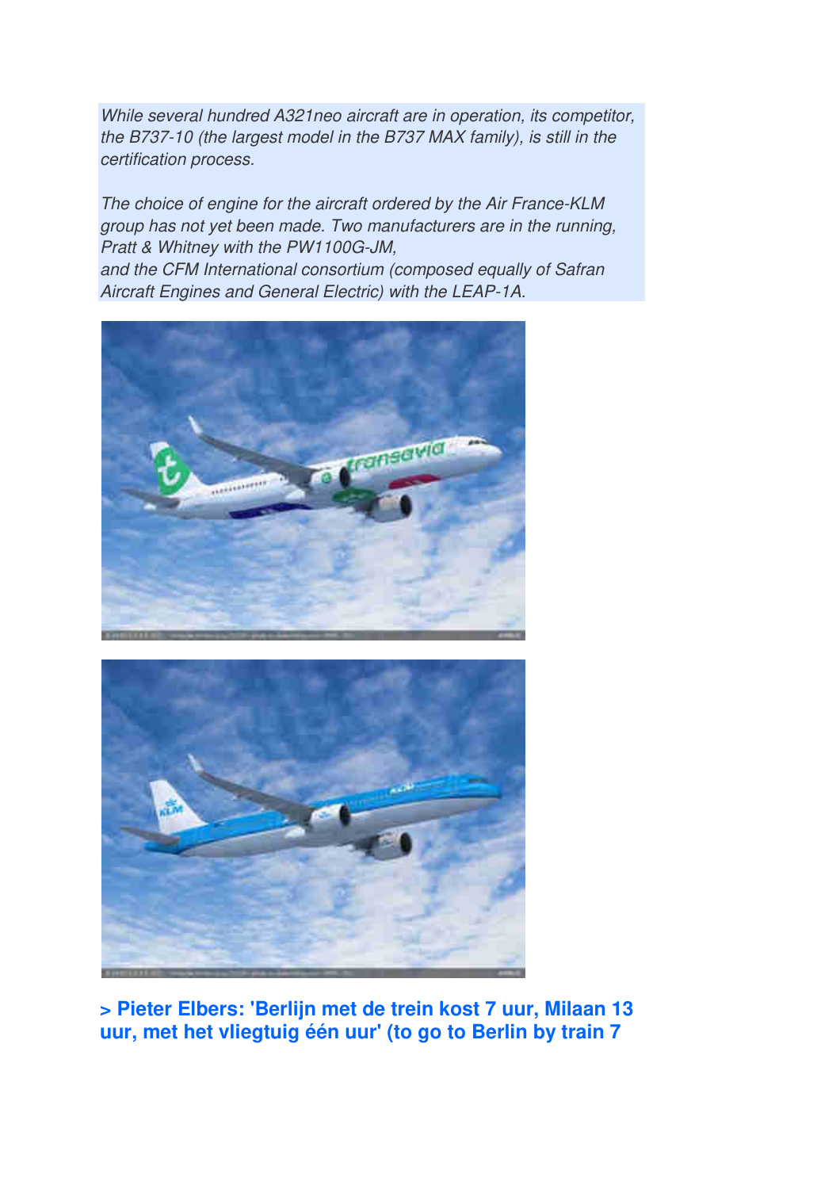*While several hundred A321neo aircraft are in operation, its competitor, the B737-10 (the largest model in the B737 MAX family), is still in the certification process.*

*The choice of engine for the aircraft ordered by the Air France-KLM group has not yet been made. Two manufacturers are in the running, Pratt & Whitney with the PW1100G-JM,*
*and the CFM International consortium (composed equally of Safran Aircraft Engines and General Electric) with the LEAP-1A.*

**> Pieter Elbers: 'Berlijn met de trein kost 7 uur, Milaan 13 uur, met het vliegtuig één uur' (to go to Berlin by train 7**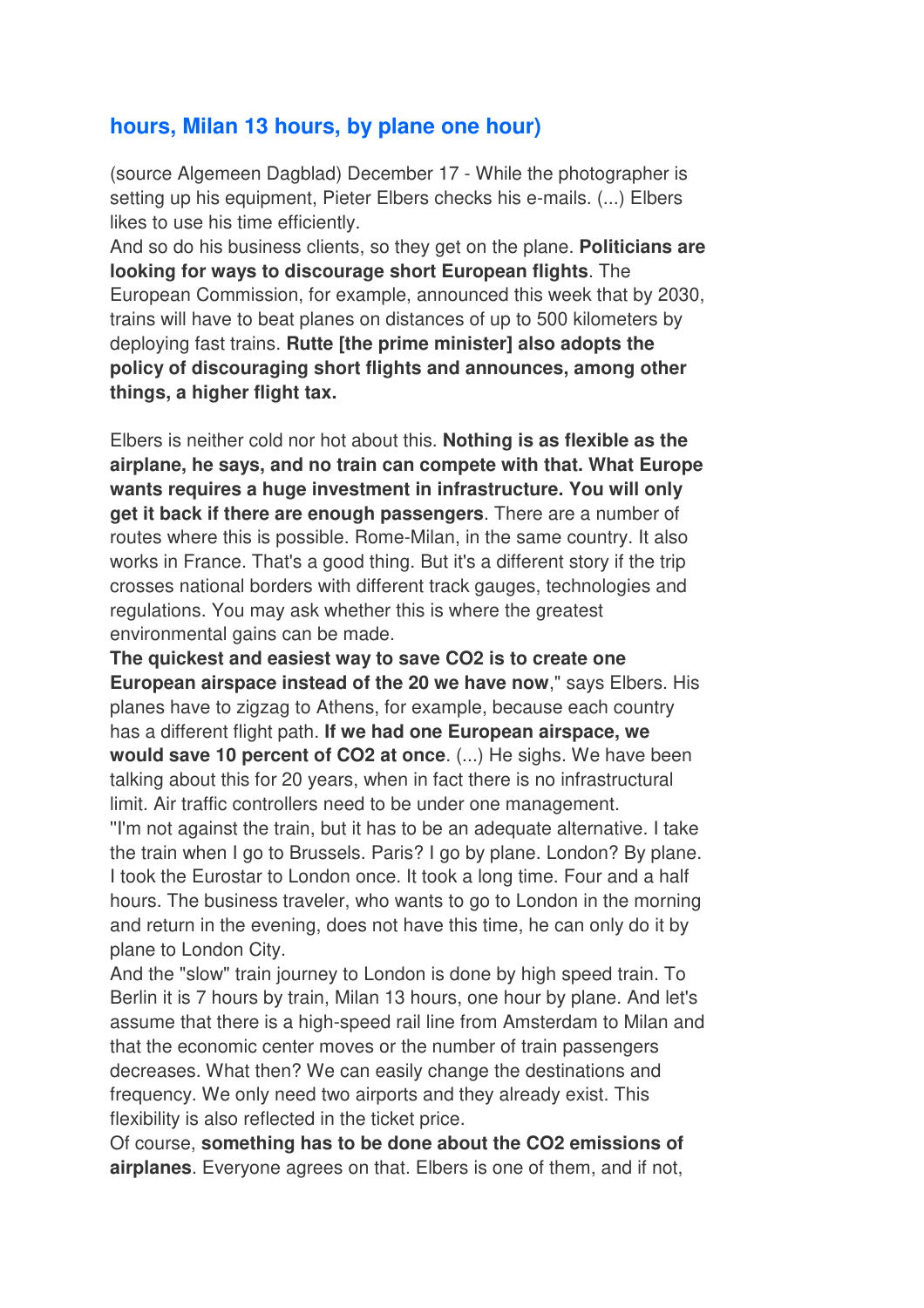## hours, Milan 13 hours, by plane one hour)

(source Algemeen Dagblad) December 17 - While the photographer is setting up his equipment, Pieter Elbers checks his e-mails. (...) Elbers likes to use his time efficiently.

And so do his business clients, so they get on the plane. **Politicians are looking for ways to discourage short European flights**. The European Commission, for example, announced this week that by 2030, trains will have to beat planes on distances of up to 500 kilometers by deploying fast trains. **Rutte [the prime minister] also adopts the policy of discouraging short flights and announces, among other things, a higher flight tax.**

Elbers is neither cold nor hot about this. **Nothing is as flexible as the airplane, he says, and no train can compete with that. What Europe wants requires a huge investment in infrastructure. You will only get it back if there are enough passengers**. There are a number of routes where this is possible. Rome-Milan, in the same country. It also works in France. That's a good thing. But it's a different story if the trip crosses national borders with different track gauges, technologies and regulations. You may ask whether this is where the greatest environmental gains can be made.

**The quickest and easiest way to save CO2 is to create one European airspace instead of the 20 we have now**," says Elbers. His planes have to zigzag to Athens, for example, because each country has a different flight path. **If we had one European airspace, we would save 10 percent of CO2 at once**. (...) He sighs. We have been talking about this for 20 years, when in fact there is no infrastructural limit. Air traffic controllers need to be under one management.

"I'm not against the train, but it has to be an adequate alternative. I take the train when I go to Brussels. Paris? I go by plane. London? By plane. I took the Eurostar to London once. It took a long time. Four and a half hours. The business traveler, who wants to go to London in the morning and return in the evening, does not have this time, he can only do it by plane to London City.

And the "slow" train journey to London is done by high speed train. To Berlin it is 7 hours by train, Milan 13 hours, one hour by plane. And let's assume that there is a high-speed rail line from Amsterdam to Milan and that the economic center moves or the number of train passengers decreases. What then? We can easily change the destinations and frequency. We only need two airports and they already exist. This flexibility is also reflected in the ticket price.

Of course, **something has to be done about the CO2 emissions of airplanes**. Everyone agrees on that. Elbers is one of them, and if not,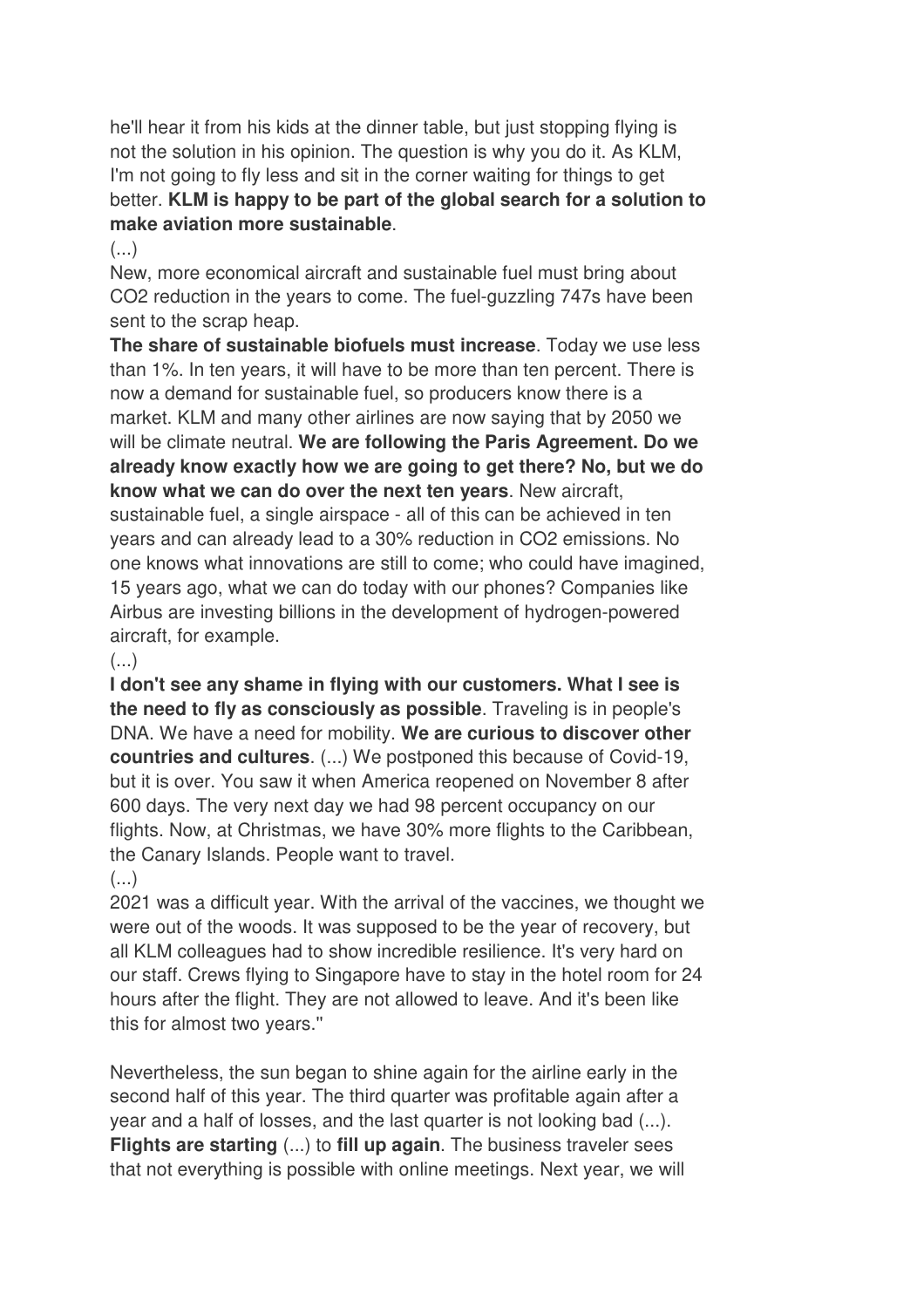he'll hear it from his kids at the dinner table, but just stopping flying is not the solution in his opinion. The question is why you do it. As KLM, I'm not going to fly less and sit in the corner waiting for things to get better. **KLM is happy to be part of the global search for a solution to make aviation more sustainable**.

(...)

New, more economical aircraft and sustainable fuel must bring about $CO_2$ reduction in the years to come. The fuel-guzzling 747s have been sent to the scrap heap.

**The share of sustainable biofuels must increase**. Today we use less than 1%. In ten years, it will have to be more than ten percent. There is now a demand for sustainable fuel, so producers know there is a market. KLM and many other airlines are now saying that by 2050 we will be climate neutral. **We are following the Paris Agreement. Do we already know exactly how we are going to get there? No, but we do know what we can do over the next ten years**. New aircraft, sustainable fuel, a single airspace - all of this can be achieved in ten years and can already lead to a 30% reduction in $CO_2$ emissions. No one knows what innovations are still to come; who could have imagined, 15 years ago, what we can do today with our phones? Companies like Airbus are investing billions in the development of hydrogen-powered aircraft, for example.

(...)

**I don't see any shame in flying with our customers. What I see is the need to fly as consciously as possible**. Traveling is in people's DNA. We have a need for mobility. **We are curious to discover other countries and cultures**. (...) We postponed this because of Covid-19, but it is over. You saw it when America reopened on November 8 after 600 days. The very next day we had 98 percent occupancy on our flights. Now, at Christmas, we have 30% more flights to the Caribbean, the Canary Islands. People want to travel.

(...)

2021 was a difficult year. With the arrival of the vaccines, we thought we were out of the woods. It was supposed to be the year of recovery, but all KLM colleagues had to show incredible resilience. It's very hard on our staff. Crews flying to Singapore have to stay in the hotel room for 24 hours after the flight. They are not allowed to leave. And it's been like this for almost two years."

Nevertheless, the sun began to shine again for the airline early in the second half of this year. The third quarter was profitable again after a year and a half of losses, and the last quarter is not looking bad (...). **Flights are starting** (...) to **fill up again**. The business traveler sees that not everything is possible with online meetings. Next year, we will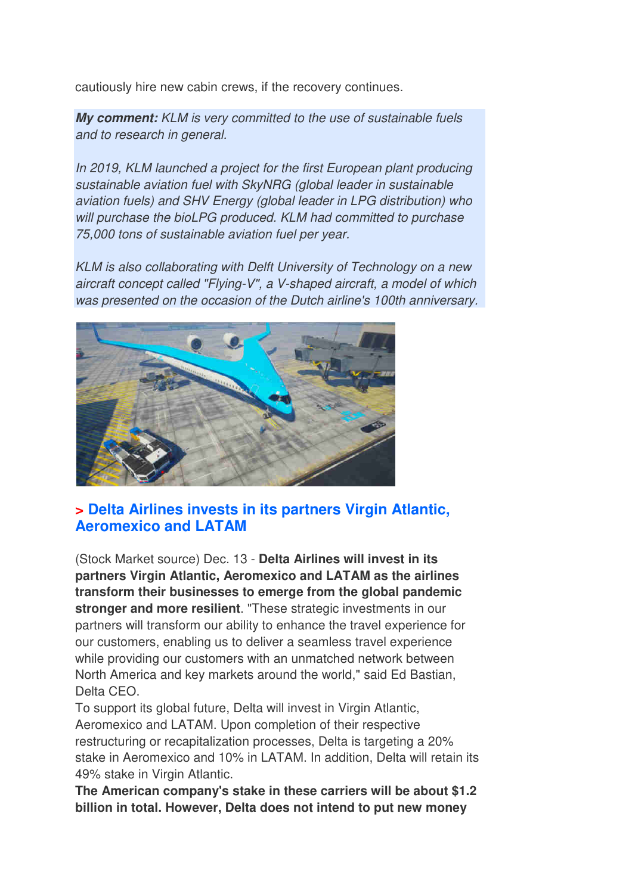cautiously hire new cabin crews, if the recovery continues.

***My comment:*** *KLM is very committed to the use of sustainable fuels and to research in general.*

*In 2019, KLM launched a project for the first European plant producing sustainable aviation fuel with SkyNRG (global leader in sustainable aviation fuels) and SHV Energy (global leader in LPG distribution) who will purchase the bioLPG produced. KLM had committed to purchase 75,000 tons of sustainable aviation fuel per year.*

*KLM is also collaborating with Delft University of Technology on a new aircraft concept called "Flying-V", a V-shaped aircraft, a model of which was presented on the occasion of the Dutch airline's 100th anniversary.*

## > Delta Airlines invests in its partners Virgin Atlantic, Aeromexico and LATAM

(Stock Market source) Dec. 13 - **Delta Airlines will invest in its partners Virgin Atlantic, Aeromexico and LATAM as the airlines transform their businesses to emerge from the global pandemic stronger and more resilient**. "These strategic investments in our partners will transform our ability to enhance the travel experience for our customers, enabling us to deliver a seamless travel experience while providing our customers with an unmatched network between North America and key markets around the world," said Ed Bastian, Delta CEO.

To support its global future, Delta will invest in Virgin Atlantic, Aeromexico and LATAM. Upon completion of their respective restructuring or recapitalization processes, Delta is targeting a 20% stake in Aeromexico and 10% in LATAM. In addition, Delta will retain its 49% stake in Virgin Atlantic.

**The American company's stake in these carriers will be about $1.2 billion in total. However, Delta does not intend to put new money**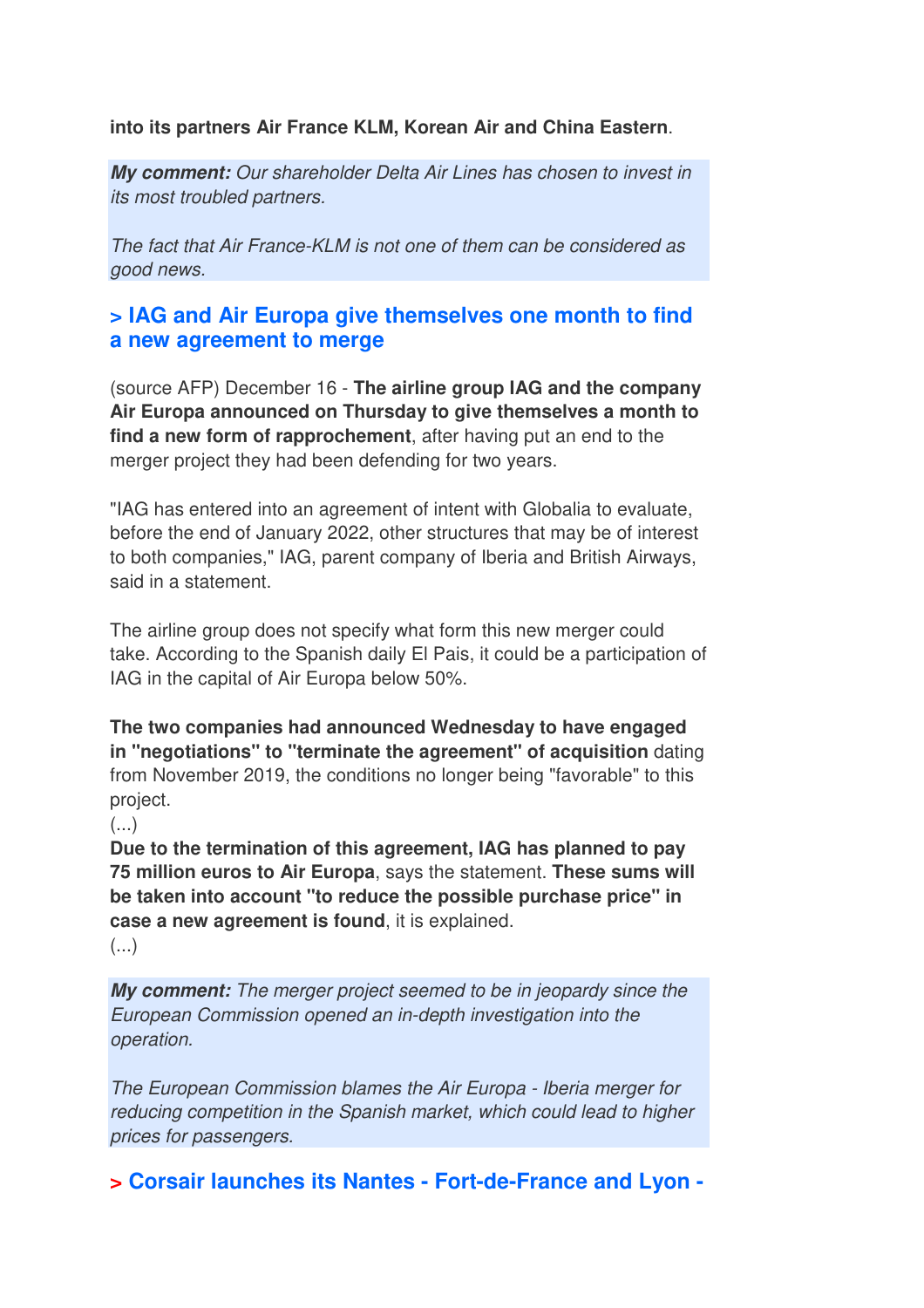**into its partners Air France KLM, Korean Air and China Eastern**.

***My comment:*** *Our shareholder Delta Air Lines has chosen to invest in its most troubled partners.*

*The fact that Air France-KLM is not one of them can be considered as good news.*

## > IAG and Air Europa give themselves one month to find a new agreement to merge

(source AFP) December 16 - **The airline group IAG and the company Air Europa announced on Thursday to give themselves a month to find a new form of rapprochement**, after having put an end to the merger project they had been defending for two years.

"IAG has entered into an agreement of intent with Globalia to evaluate, before the end of January 2022, other structures that may be of interest to both companies," IAG, parent company of Iberia and British Airways, said in a statement.

The airline group does not specify what form this new merger could take. According to the Spanish daily El Pais, it could be a participation of IAG in the capital of Air Europa below 50%.

**The two companies had announced Wednesday to have engaged in "negotiations" to "terminate the agreement" of acquisition** dating from November 2019, the conditions no longer being "favorable" to this project.

(...)

**Due to the termination of this agreement, IAG has planned to pay 75 million euros to Air Europa**, says the statement. **These sums will be taken into account "to reduce the possible purchase price" in case a new agreement is found**, it is explained.

(...)

***My comment:*** *The merger project seemed to be in jeopardy since the European Commission opened an in-depth investigation into the operation.*

*The European Commission blames the Air Europa - Iberia merger for reducing competition in the Spanish market, which could lead to higher prices for passengers.*

## > Corsair launches its Nantes - Fort-de-France and Lyon -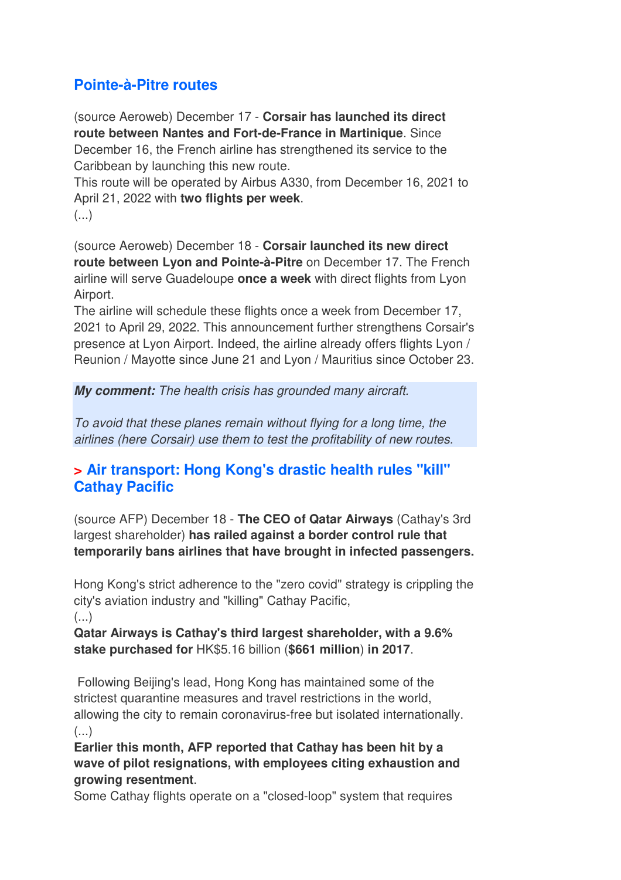## Pointe-à-Pitre routes

(source Aeroweb) December 17 - **Corsair has launched its direct route between Nantes and Fort-de-France in Martinique**. Since December 16, the French airline has strengthened its service to the Caribbean by launching this new route.
This route will be operated by Airbus A330, from December 16, 2021 to April 21, 2022 with **two flights per week**.
(...)

(source Aeroweb) December 18 - **Corsair launched its new direct route between Lyon and Pointe-à-Pitre** on December 17. The French airline will serve Guadeloupe **once a week** with direct flights from Lyon Airport.
The airline will schedule these flights once a week from December 17, 2021 to April 29, 2022. This announcement further strengthens Corsair's presence at Lyon Airport. Indeed, the airline already offers flights Lyon / Reunion / Mayotte since June 21 and Lyon / Mauritius since October 23.

***My comment:*** *The health crisis has grounded many aircraft.*

*To avoid that these planes remain without flying for a long time, the airlines (here Corsair) use them to test the profitability of new routes.*

## > Air transport: Hong Kong's drastic health rules "kill" Cathay Pacific

(source AFP) December 18 - **The CEO of Qatar Airways** (Cathay's 3rd largest shareholder) **has railed against a border control rule that temporarily bans airlines that have brought in infected passengers.**

Hong Kong's strict adherence to the "zero covid" strategy is crippling the city's aviation industry and "killing" Cathay Pacific,
(...)
**Qatar Airways is Cathay's third largest shareholder, with a 9.6% stake purchased for** HK$5.16 billion (**$661 million**) **in 2017**.

Following Beijing's lead, Hong Kong has maintained some of the strictest quarantine measures and travel restrictions in the world, allowing the city to remain coronavirus-free but isolated internationally.
(...)
**Earlier this month, AFP reported that Cathay has been hit by a wave of pilot resignations, with employees citing exhaustion and growing resentment**.
Some Cathay flights operate on a "closed-loop" system that requires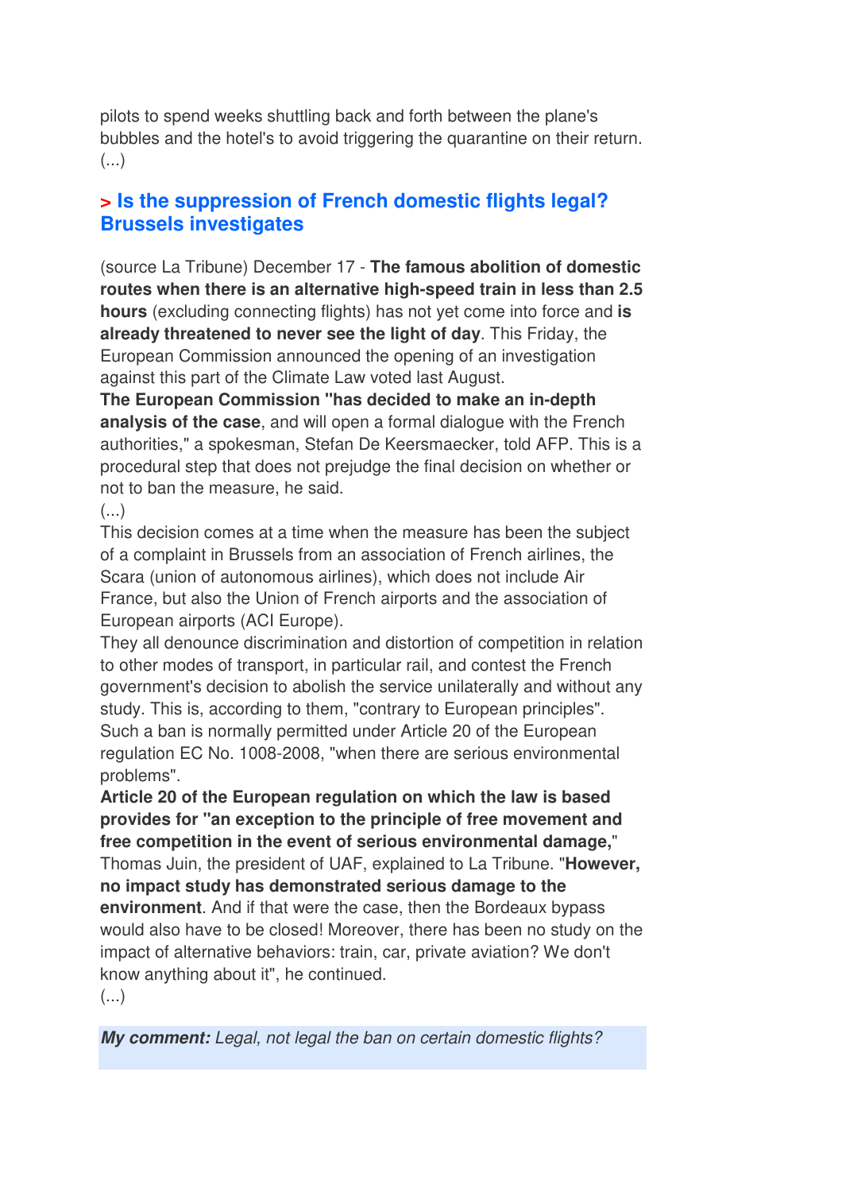pilots to spend weeks shuttling back and forth between the plane's bubbles and the hotel's to avoid triggering the quarantine on their return. (...)

## > Is the suppression of French domestic flights legal? Brussels investigates

(source La Tribune) December 17 - **The famous abolition of domestic routes when there is an alternative high-speed train in less than 2.5 hours** (excluding connecting flights) has not yet come into force and **is already threatened to never see the light of day**. This Friday, the European Commission announced the opening of an investigation against this part of the Climate Law voted last August.

**The European Commission "has decided to make an in-depth analysis of the case**, and will open a formal dialogue with the French authorities," a spokesman, Stefan De Keersmaecker, told AFP. This is a procedural step that does not prejudge the final decision on whether or not to ban the measure, he said.

(...)

This decision comes at a time when the measure has been the subject of a complaint in Brussels from an association of French airlines, the Scara (union of autonomous airlines), which does not include Air France, but also the Union of French airports and the association of European airports (ACI Europe).

They all denounce discrimination and distortion of competition in relation to other modes of transport, in particular rail, and contest the French government's decision to abolish the service unilaterally and without any study. This is, according to them, "contrary to European principles".

Such a ban is normally permitted under Article 20 of the European regulation EC No. 1008-2008, "when there are serious environmental problems".

**Article 20 of the European regulation on which the law is based provides for "an exception to the principle of free movement and free competition in the event of serious environmental damage,"** Thomas Juin, the president of UAF, explained to La Tribune. "**However, no impact study has demonstrated serious damage to the environment**. And if that were the case, then the Bordeaux bypass would also have to be closed! Moreover, there has been no study on the impact of alternative behaviors: train, car, private aviation? We don't know anything about it", he continued.

(...)

***My comment:*** *Legal, not legal the ban on certain domestic flights?*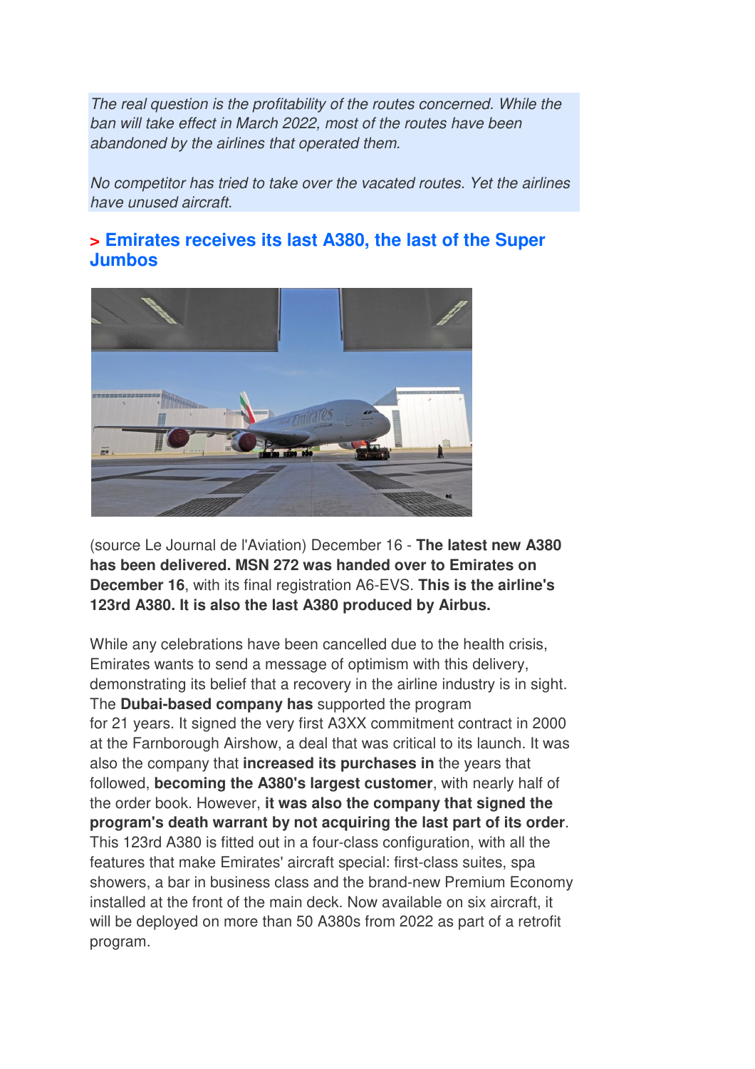*The real question is the profitability of the routes concerned. While the ban will take effect in March 2022, most of the routes have been abandoned by the airlines that operated them.*

*No competitor has tried to take over the vacated routes. Yet the airlines have unused aircraft.*

## > Emirates receives its last A380, the last of the Super Jumbos

(source Le Journal de l'Aviation) December 16 - **The latest new A380 has been delivered. MSN 272 was handed over to Emirates on December 16**, with its final registration A6-EVS. **This is the airline's 123rd A380. It is also the last A380 produced by Airbus.**

While any celebrations have been cancelled due to the health crisis, Emirates wants to send a message of optimism with this delivery, demonstrating its belief that a recovery in the airline industry is in sight. The **Dubai-based company has** supported the program for 21 years. It signed the very first A3XX commitment contract in 2000 at the Farnborough Airshow, a deal that was critical to its launch. It was also the company that **increased its purchases in** the years that followed, **becoming the A380's largest customer**, with nearly half of the order book. However, **it was also the company that signed the program's death warrant by not acquiring the last part of its order**. This 123rd A380 is fitted out in a four-class configuration, with all the features that make Emirates' aircraft special: first-class suites, spa showers, a bar in business class and the brand-new Premium Economy installed at the front of the main deck. Now available on six aircraft, it will be deployed on more than 50 A380s from 2022 as part of a retrofit program.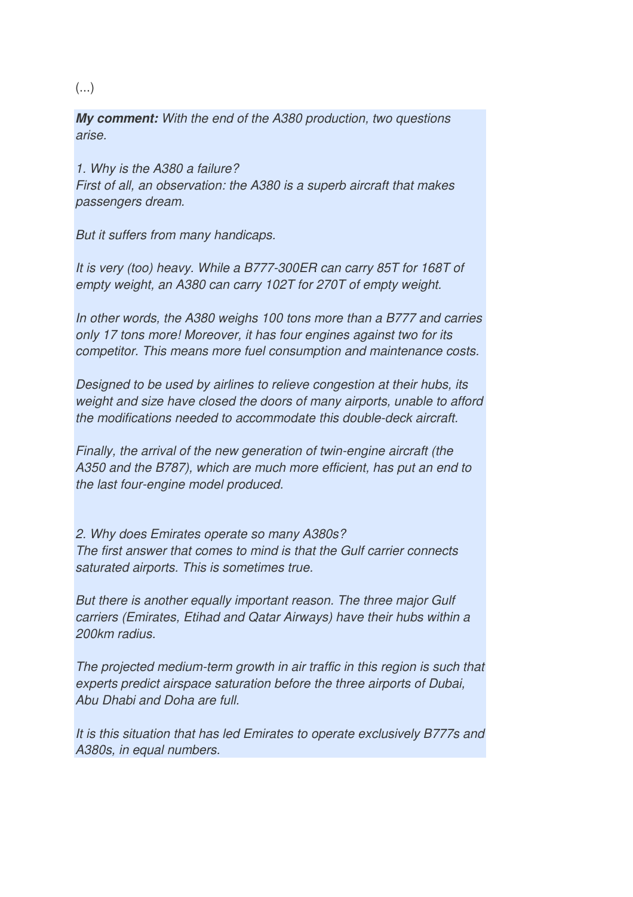(...)

***My comment:*** *With the end of the A380 production, two questions arise.*

*1. Why is the A380 a failure?*
*First of all, an observation: the A380 is a superb aircraft that makes passengers dream.*

*But it suffers from many handicaps.*

*It is very (too) heavy. While a B777-300ER can carry 85T for 168T of empty weight, an A380 can carry 102T for 270T of empty weight.*

*In other words, the A380 weighs 100 tons more than a B777 and carries only 17 tons more! Moreover, it has four engines against two for its competitor. This means more fuel consumption and maintenance costs.*

*Designed to be used by airlines to relieve congestion at their hubs, its weight and size have closed the doors of many airports, unable to afford the modifications needed to accommodate this double-deck aircraft.*

*Finally, the arrival of the new generation of twin-engine aircraft (the A350 and the B787), which are much more efficient, has put an end to the last four-engine model produced.*

*2. Why does Emirates operate so many A380s?*
*The first answer that comes to mind is that the Gulf carrier connects saturated airports. This is sometimes true.*

*But there is another equally important reason. The three major Gulf carriers (Emirates, Etihad and Qatar Airways) have their hubs within a 200km radius.*

*The projected medium-term growth in air traffic in this region is such that experts predict airspace saturation before the three airports of Dubai, Abu Dhabi and Doha are full.*

*It is this situation that has led Emirates to operate exclusively B777s and A380s, in equal numbers.*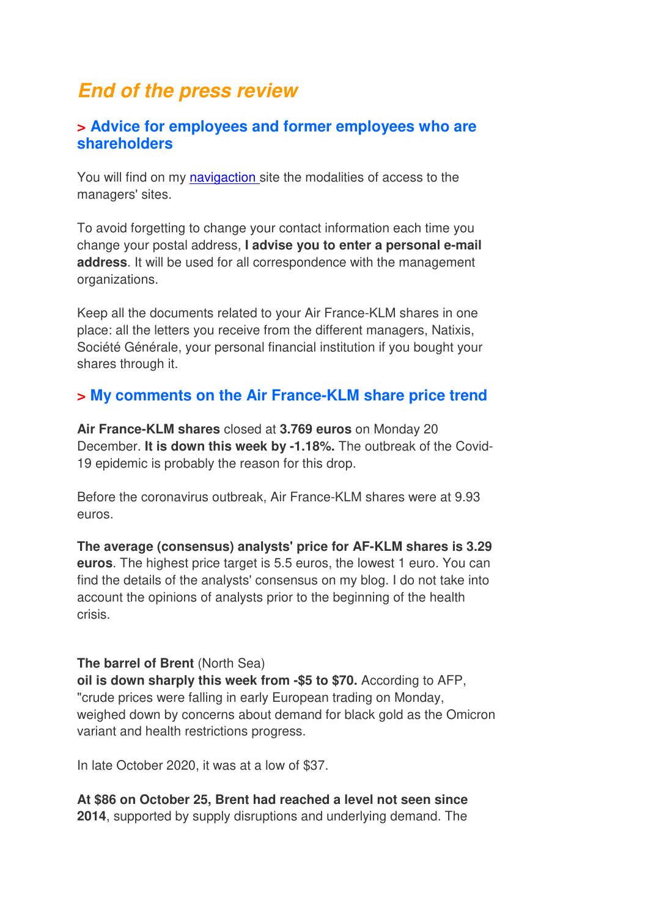# *End of the press review*

## > Advice for employees and former employees who are shareholders

You will find on my navigaction site the modalities of access to the managers' sites.

To avoid forgetting to change your contact information each time you change your postal address, **I advise you to enter a personal e-mail address**. It will be used for all correspondence with the management organizations.

Keep all the documents related to your Air France-KLM shares in one place: all the letters you receive from the different managers, Natixis, Société Générale, your personal financial institution if you bought your shares through it.

## > My comments on the Air France-KLM share price trend

**Air France-KLM shares** closed at **3.769 euros** on Monday 20 December. **It is down this week by -1.18%.** The outbreak of the Covid-19 epidemic is probably the reason for this drop.

Before the coronavirus outbreak, Air France-KLM shares were at 9.93 euros.

**The average (consensus) analysts' price for AF-KLM shares is 3.29 euros**. The highest price target is 5.5 euros, the lowest 1 euro. You can find the details of the analysts' consensus on my blog. I do not take into account the opinions of analysts prior to the beginning of the health crisis.

**The barrel of Brent** (North Sea)
**oil is down sharply this week from -$5 to $70.** According to AFP, "crude prices were falling in early European trading on Monday, weighed down by concerns about demand for black gold as the Omicron variant and health restrictions progress.

In late October 2020, it was at a low of $37.

**At $86 on October 25, Brent had reached a level not seen since 2014**, supported by supply disruptions and underlying demand. The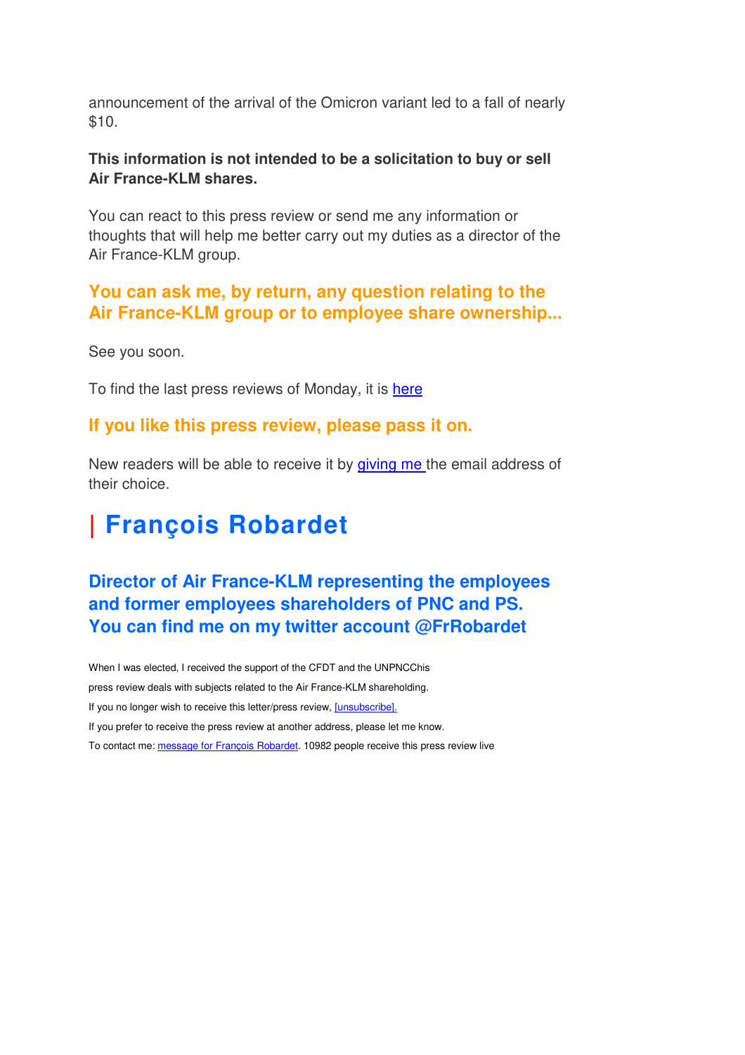announcement of the arrival of the Omicron variant led to a fall of nearly $10.

**This information is not intended to be a solicitation to buy or sell Air France-KLM shares.**

You can react to this press review or send me any information or thoughts that will help me better carry out my duties as a director of the Air France-KLM group.

### You can ask me, by return, any question relating to the Air France-KLM group or to employee share ownership...

See you soon.

To find the last press reviews of Monday, it is here

### If you like this press review, please pass it on.

New readers will be able to receive it by giving me the email address of their choice.

# | François Robardet

### Director of Air France-KLM representing the employees and former employees shareholders of PNC and PS.
### You can find me on my twitter account @FrRobardet

When I was elected, I received the support of the CFDT and the UNPNCChis

press review deals with subjects related to the Air France-KLM shareholding.

If you no longer wish to receive this letter/press review, [unsubscribe].

If you prefer to receive the press review at another address, please let me know.

To contact me: message for François Robardet. 10982 people receive this press review live